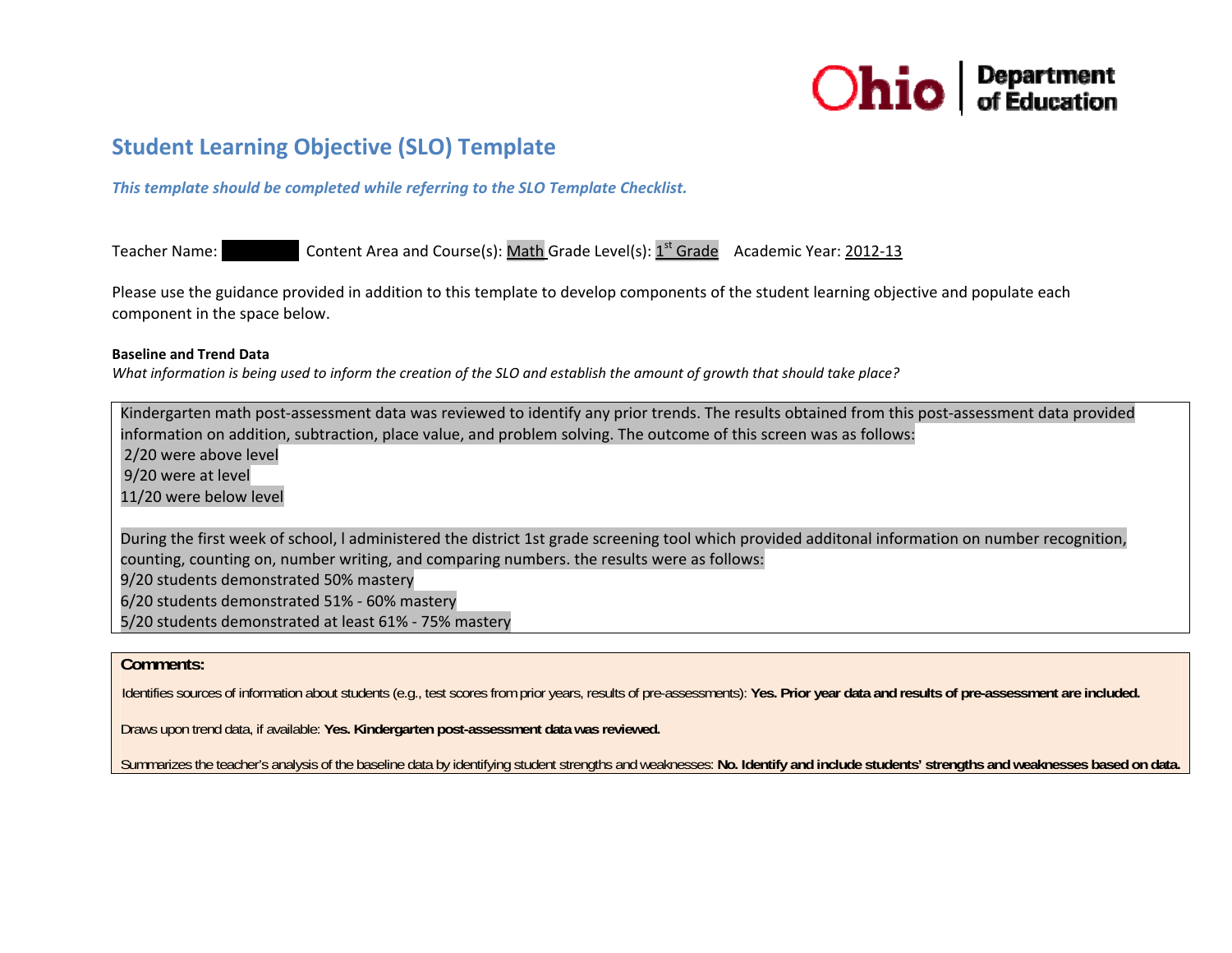Ohio | Department of Education

# Student Learning Objective (SLO) Template

***This template should be completed while referring to the SLO Template Checklist.***

Teacher Name: ████ Content Area and Course(s): Math Grade Level(s): 1st Grade Academic Year: 2012-13

Please use the guidance provided in addition to this template to develop components of the student learning objective and populate each component in the space below.

**Baseline and Trend Data**

*What information is being used to inform the creation of the SLO and establish the amount of growth that should take place?*

Kindergarten math post-assessment data was reviewed to identify any prior trends. The results obtained from this post-assessment data provided information on addition, subtraction, place value, and problem solving. The outcome of this screen was as follows:
2/20 were above level
9/20 were at level
11/20 were below level

During the first week of school, I administered the district 1st grade screening tool which provided additonal information on number recognition, counting, counting on, number writing, and comparing numbers. the results were as follows:
9/20 students demonstrated 50% mastery
6/20 students demonstrated 51% - 60% mastery
5/20 students demonstrated at least 61% - 75% mastery

**Comments:**

Identifies sources of information about students (e.g., test scores from prior years, results of pre-assessments): **Yes. Prior year data and results of pre-assessment are included.**

Draws upon trend data, if available: **Yes. Kindergarten post-assessment data was reviewed.**

Summarizes the teacher's analysis of the baseline data by identifying student strengths and weaknesses: **No. Identify and include students' strengths and weaknesses based on data.**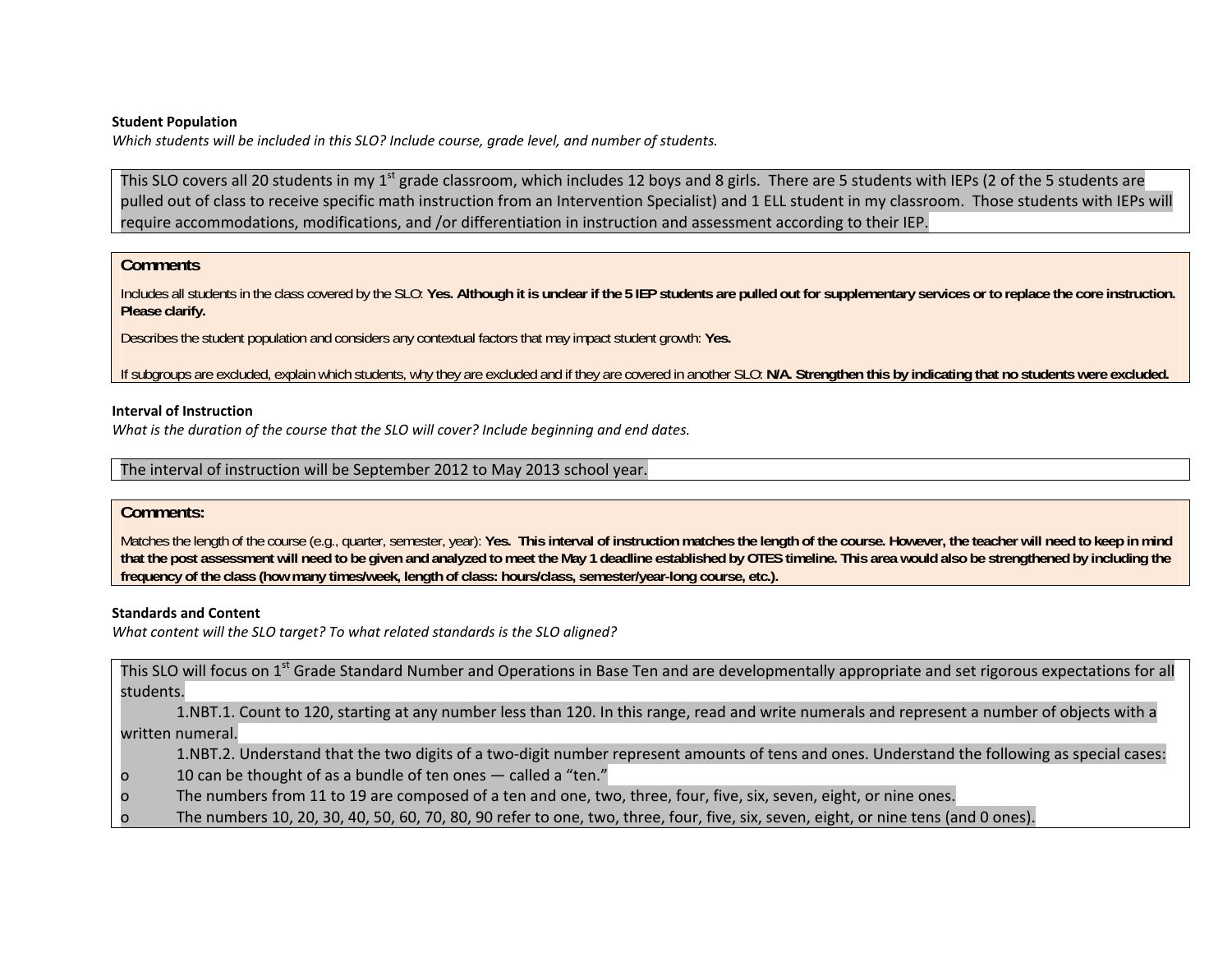**Student Population**

*Which students will be included in this SLO? Include course, grade level, and number of students.*

This SLO covers all 20 students in my 1st grade classroom, which includes 12 boys and 8 girls. There are 5 students with IEPs (2 of the 5 students are pulled out of class to receive specific math instruction from an Intervention Specialist) and 1 ELL student in my classroom. Those students with IEPs will require accommodations, modifications, and /or differentiation in instruction and assessment according to their IEP.

**Comments**

Includes all students in the class covered by the SLO: **Yes. Although it is unclear if the 5 IEP students are pulled out for supplementary services or to replace the core instruction. Please clarify.**

Describes the student population and considers any contextual factors that may impact student growth: **Yes.**

If subgroups are excluded, explain which students, why they are excluded and if they are covered in another SLO: **N/A. Strengthen this by indicating that no students were excluded.**

**Interval of Instruction**

*What is the duration of the course that the SLO will cover? Include beginning and end dates.*

The interval of instruction will be September 2012 to May 2013 school year.

**Comments:**

Matches the length of the course (e.g., quarter, semester, year): **Yes. This interval of instruction matches the length of the course. However, the teacher will need to keep in mind that the post assessment will need to be given and analyzed to meet the May 1 deadline established by OTES timeline. This area would also be strengthened by including the frequency of the class (how many times/week, length of class: hours/class, semester/year-long course, etc.).**

**Standards and Content**

*What content will the SLO target? To what related standards is the SLO aligned?*

This SLO will focus on 1st Grade Standard Number and Operations in Base Ten and are developmentally appropriate and set rigorous expectations for all students.

1.NBT.1. Count to 120, starting at any number less than 120. In this range, read and write numerals and represent a number of objects with a written numeral.

1.NBT.2. Understand that the two digits of a two-digit number represent amounts of tens and ones. Understand the following as special cases:

- 10 can be thought of as a bundle of ten ones — called a "ten."
- The numbers from 11 to 19 are composed of a ten and one, two, three, four, five, six, seven, eight, or nine ones.
- The numbers 10, 20, 30, 40, 50, 60, 70, 80, 90 refer to one, two, three, four, five, six, seven, eight, or nine tens (and 0 ones).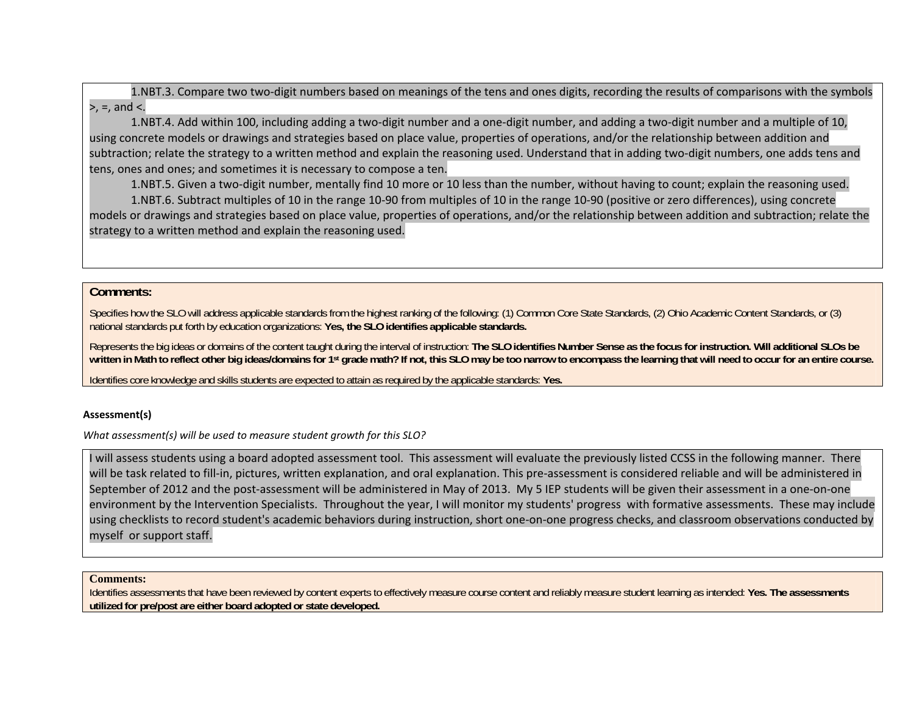1.NBT.3. Compare two two-digit numbers based on meanings of the tens and ones digits, recording the results of comparisons with the symbols >, =, and <.

1.NBT.4. Add within 100, including adding a two-digit number and a one-digit number, and adding a two-digit number and a multiple of 10, using concrete models or drawings and strategies based on place value, properties of operations, and/or the relationship between addition and subtraction; relate the strategy to a written method and explain the reasoning used. Understand that in adding two-digit numbers, one adds tens and tens, ones and ones; and sometimes it is necessary to compose a ten.

1.NBT.5. Given a two-digit number, mentally find 10 more or 10 less than the number, without having to count; explain the reasoning used.

1.NBT.6. Subtract multiples of 10 in the range 10-90 from multiples of 10 in the range 10-90 (positive or zero differences), using concrete models or drawings and strategies based on place value, properties of operations, and/or the relationship between addition and subtraction; relate the strategy to a written method and explain the reasoning used.

**Comments:**

Specifies how the SLO will address applicable standards from the highest ranking of the following: (1) Common Core State Standards, (2) Ohio Academic Content Standards, or (3) national standards put forth by education organizations: **Yes, the SLO identifies applicable standards.**

Represents the big ideas or domains of the content taught during the interval of instruction: **The SLO identifies Number Sense as the focus for instruction. Will additional SLOs be written in Math to reflect other big ideas/domains for 1st grade math? If not, this SLO may be too narrow to encompass the learning that will need to occur for an entire course.**

Identifies core knowledge and skills students are expected to attain as required by the applicable standards: **Yes.**

**Assessment(s)**

*What assessment(s) will be used to measure student growth for this SLO?*

I will assess students using a board adopted assessment tool. This assessment will evaluate the previously listed CCSS in the following manner. There will be task related to fill-in, pictures, written explanation, and oral explanation. This pre-assessment is considered reliable and will be administered in September of 2012 and the post-assessment will be administered in May of 2013. My 5 IEP students will be given their assessment in a one-on-one environment by the Intervention Specialists. Throughout the year, I will monitor my students' progress with formative assessments. These may include using checklists to record student's academic behaviors during instruction, short one-on-one progress checks, and classroom observations conducted by myself or support staff.

**Comments:**

Identifies assessments that have been reviewed by content experts to effectively measure course content and reliably measure student learning as intended: **Yes. The assessments utilized for pre/post are either board adopted or state developed.**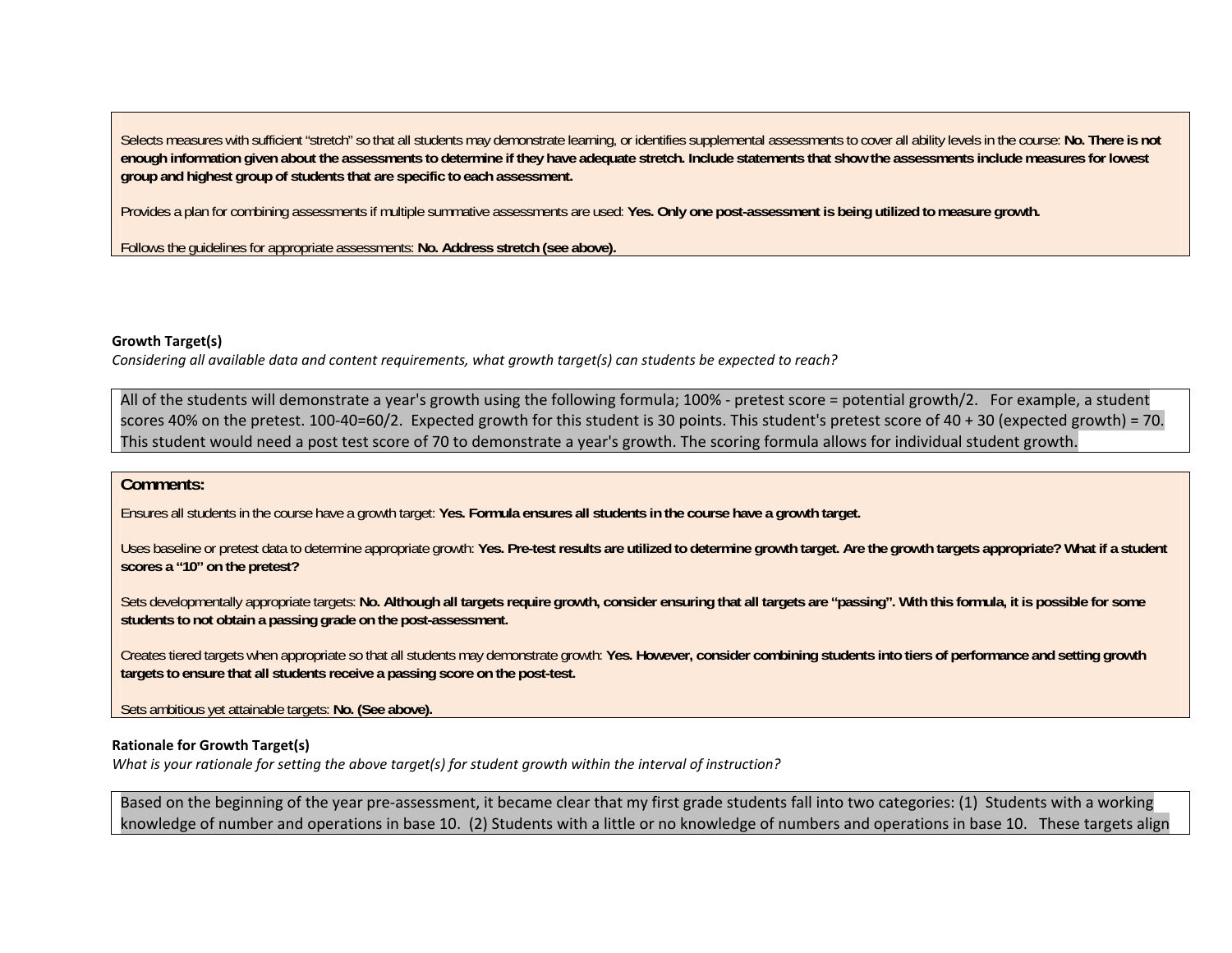Selects measures with sufficient "stretch" so that all students may demonstrate learning, or identifies supplemental assessments to cover all ability levels in the course: **No. There is not enough information given about the assessments to determine if they have adequate stretch. Include statements that show the assessments include measures for lowest group and highest group of students that are specific to each assessment.**

Provides a plan for combining assessments if multiple summative assessments are used: **Yes. Only one post-assessment is being utilized to measure growth.**

Follows the guidelines for appropriate assessments: **No. Address stretch (see above).**

**Growth Target(s)**

*Considering all available data and content requirements, what growth target(s) can students be expected to reach?*

All of the students will demonstrate a year's growth using the following formula; 100% - pretest score = potential growth/2. For example, a student scores 40% on the pretest. 100-40=60/2. Expected growth for this student is 30 points. This student's pretest score of 40 + 30 (expected growth) = 70. This student would need a post test score of 70 to demonstrate a year's growth. The scoring formula allows for individual student growth.

**Comments:**

Ensures all students in the course have a growth target: **Yes. Formula ensures all students in the course have a growth target.**

Uses baseline or pretest data to determine appropriate growth: **Yes. Pre-test results are utilized to determine growth target. Are the growth targets appropriate? What if a student scores a "10" on the pretest?**

Sets developmentally appropriate targets: **No. Although all targets require growth, consider ensuring that all targets are "passing". With this formula, it is possible for some students to not obtain a passing grade on the post-assessment.**

Creates tiered targets when appropriate so that all students may demonstrate growth: **Yes. However, consider combining students into tiers of performance and setting growth targets to ensure that all students receive a passing score on the post-test.**

Sets ambitious yet attainable targets: **No. (See above).**

**Rationale for Growth Target(s)**

*What is your rationale for setting the above target(s) for student growth within the interval of instruction?*

Based on the beginning of the year pre-assessment, it became clear that my first grade students fall into two categories: (1) Students with a working knowledge of number and operations in base 10. (2) Students with a little or no knowledge of numbers and operations in base 10. These targets align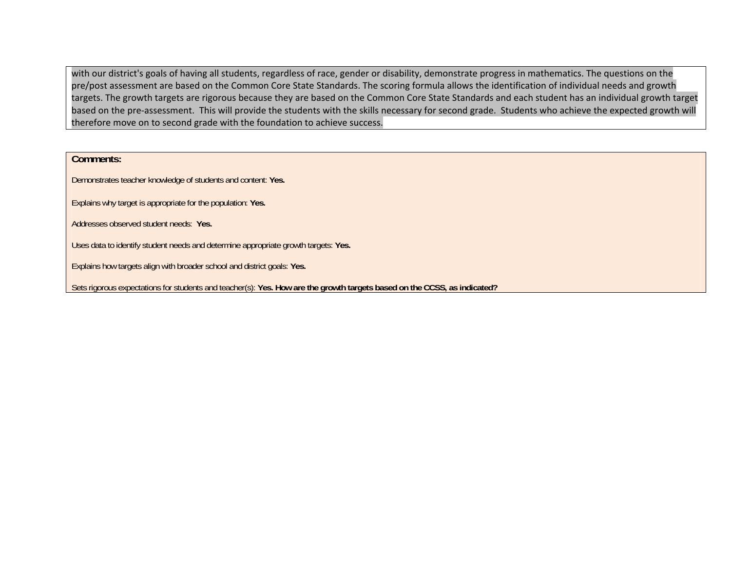with our district's goals of having all students, regardless of race, gender or disability, demonstrate progress in mathematics. The questions on the pre/post assessment are based on the Common Core State Standards. The scoring formula allows the identification of individual needs and growth targets. The growth targets are rigorous because they are based on the Common Core State Standards and each student has an individual growth target based on the pre-assessment. This will provide the students with the skills necessary for second grade. Students who achieve the expected growth will therefore move on to second grade with the foundation to achieve success.

**Comments:**

Demonstrates teacher knowledge of students and content: **Yes.**

Explains why target is appropriate for the population: **Yes.**

Addresses observed student needs: **Yes.**

Uses data to identify student needs and determine appropriate growth targets: **Yes.**

Explains how targets align with broader school and district goals: **Yes.**

Sets rigorous expectations for students and teacher(s): **Yes. How are the growth targets based on the CCSS, as indicated?**